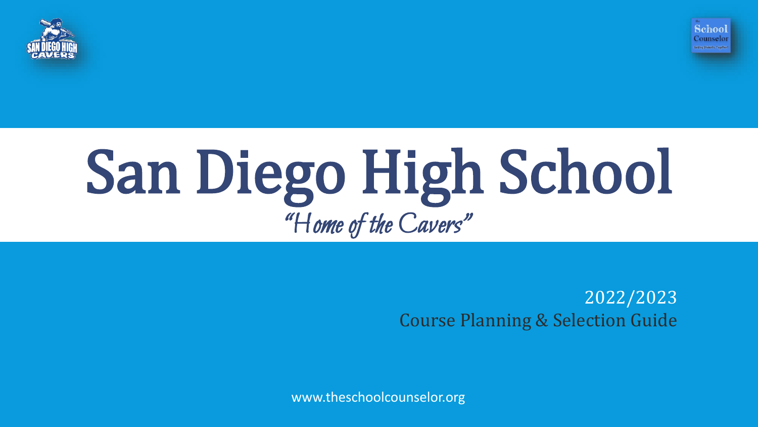# San Diego High School

*"Home of the Cavers"*

2022/2023

Course Planning & Selection Guide

www.theschoolcounselor.org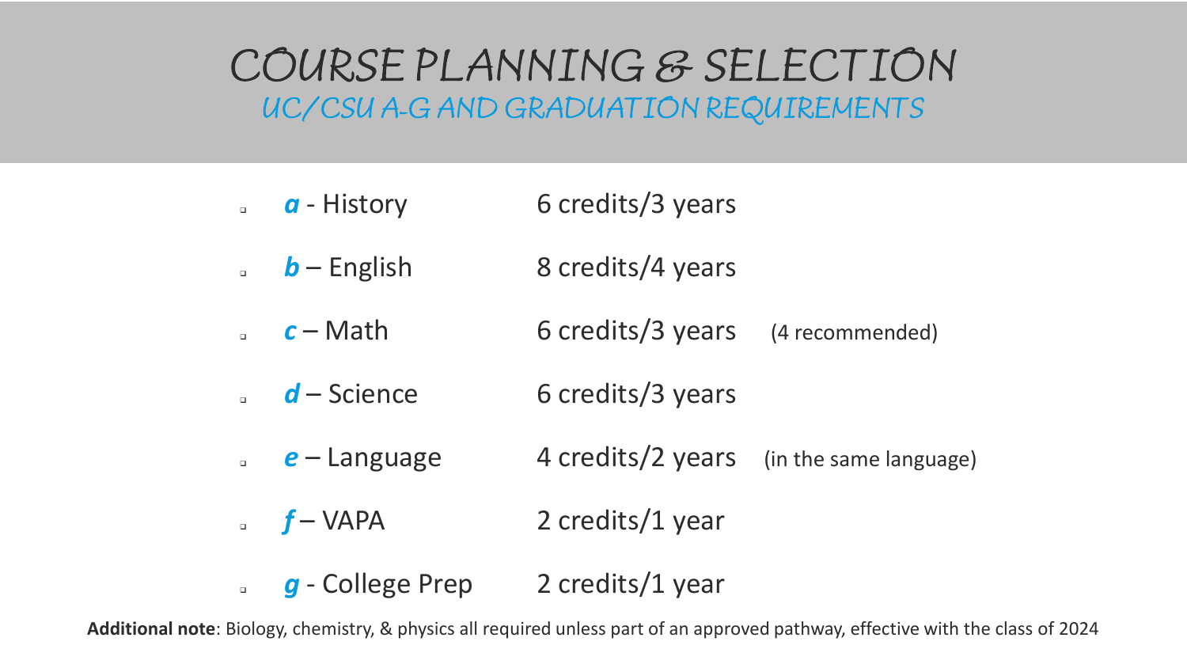# COURSE PLANNING & SELECTION

## UC/CSU A-G AND GRADUATION REQUIREMENTS

- ***a*** - History — 6 credits/3 years
- ***b*** – English — 8 credits/4 years
- ***c*** – Math — 6 credits/3 years (4 recommended)
- ***d*** – Science — 6 credits/3 years
- ***e*** – Language — 4 credits/2 years (in the same language)
- ***f*** – VAPA — 2 credits/1 year
- ***g*** - College Prep — 2 credits/1 year

**Additional note**: Biology, chemistry, & physics all required unless part of an approved pathway, effective with the class of 2024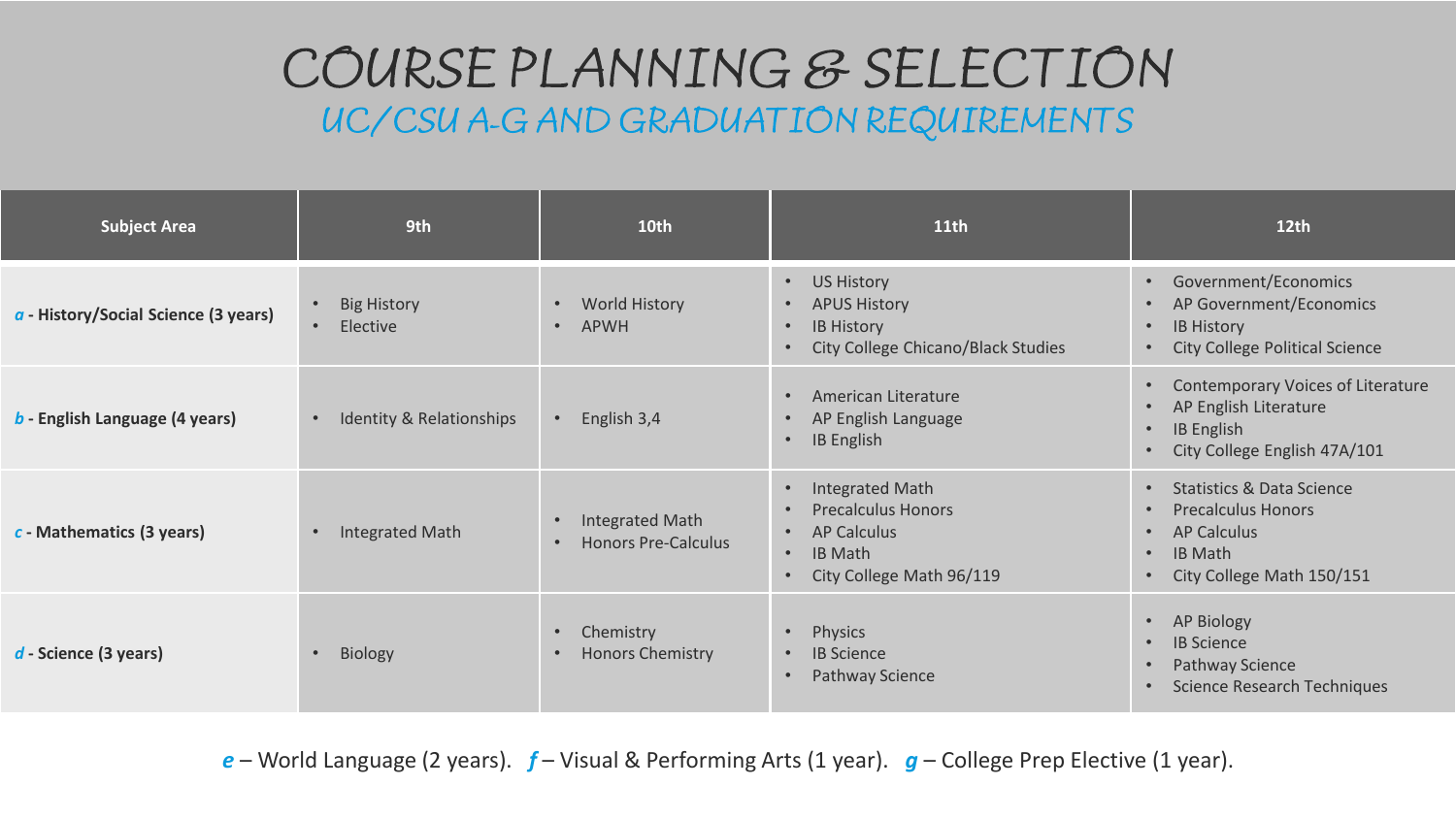# COURSE PLANNING & SELECTION

## UC/CSU A-G AND GRADUATION REQUIREMENTS

| Subject Area | 9th | 10th | 11th | 12th |
|---|---|---|---|---|
| ***a*** **- History/Social Science (3 years)** | • Big History<br>• Elective | • World History<br>• APWH | • US History<br>• APUS History<br>• IB History<br>• City College Chicano/Black Studies | • Government/Economics<br>• AP Government/Economics<br>• IB History<br>• City College Political Science |
| ***b*** **- English Language (4 years)** | • Identity & Relationships | • English 3,4 | • American Literature<br>• AP English Language<br>• IB English | • Contemporary Voices of Literature<br>• AP English Literature<br>• IB English<br>• City College English 47A/101 |
| ***c*** **- Mathematics (3 years)** | • Integrated Math | • Integrated Math<br>• Honors Pre-Calculus | • Integrated Math<br>• Precalculus Honors<br>• AP Calculus<br>• IB Math<br>• City College Math 96/119 | • Statistics & Data Science<br>• Precalculus Honors<br>• AP Calculus<br>• IB Math<br>• City College Math 150/151 |
| ***d*** **- Science (3 years)** | • Biology | • Chemistry<br>• Honors Chemistry | • Physics<br>• IB Science<br>• Pathway Science | • AP Biology<br>• IB Science<br>• Pathway Science<br>• Science Research Techniques |

***e*** – World Language (2 years). ***f*** – Visual & Performing Arts (1 year). ***g*** – College Prep Elective (1 year).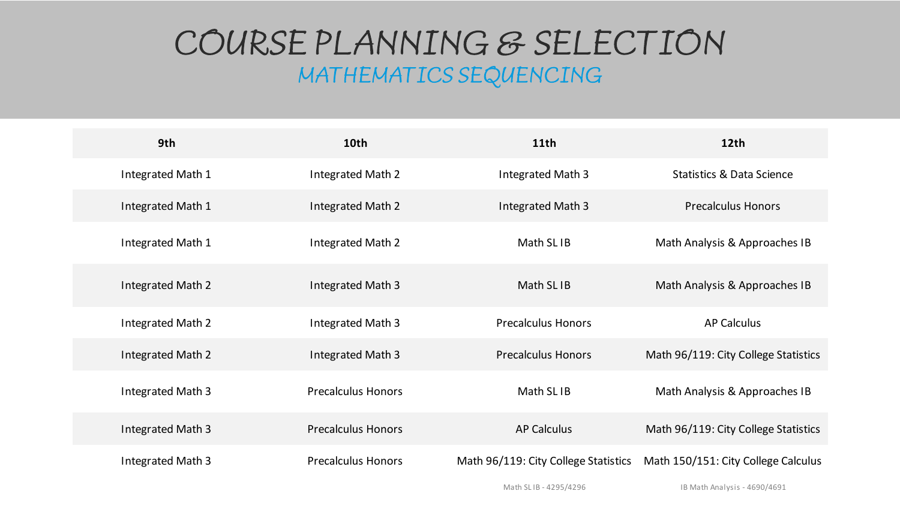# COURSE PLANNING & SELECTION

## MATHEMATICS SEQUENCING

| 9th | 10th | 11th | 12th |
|---|---|---|---|
| Integrated Math 1 | Integrated Math 2 | Integrated Math 3 | Statistics & Data Science |
| Integrated Math 1 | Integrated Math 2 | Integrated Math 3 | Precalculus Honors |
| Integrated Math 1 | Integrated Math 2 | Math SL IB | Math Analysis & Approaches IB |
| Integrated Math 2 | Integrated Math 3 | Math SL IB | Math Analysis & Approaches IB |
| Integrated Math 2 | Integrated Math 3 | Precalculus Honors | AP Calculus |
| Integrated Math 2 | Integrated Math 3 | Precalculus Honors | Math 96/119: City College Statistics |
| Integrated Math 3 | Precalculus Honors | Math SL IB | Math Analysis & Approaches IB |
| Integrated Math 3 | Precalculus Honors | AP Calculus | Math 96/119: City College Statistics |
| Integrated Math 3 | Precalculus Honors | Math 96/119: City College Statistics | Math 150/151: City College Calculus |
| | | Math SL IB - 4295/4296 | IB Math Analysis - 4690/4691 |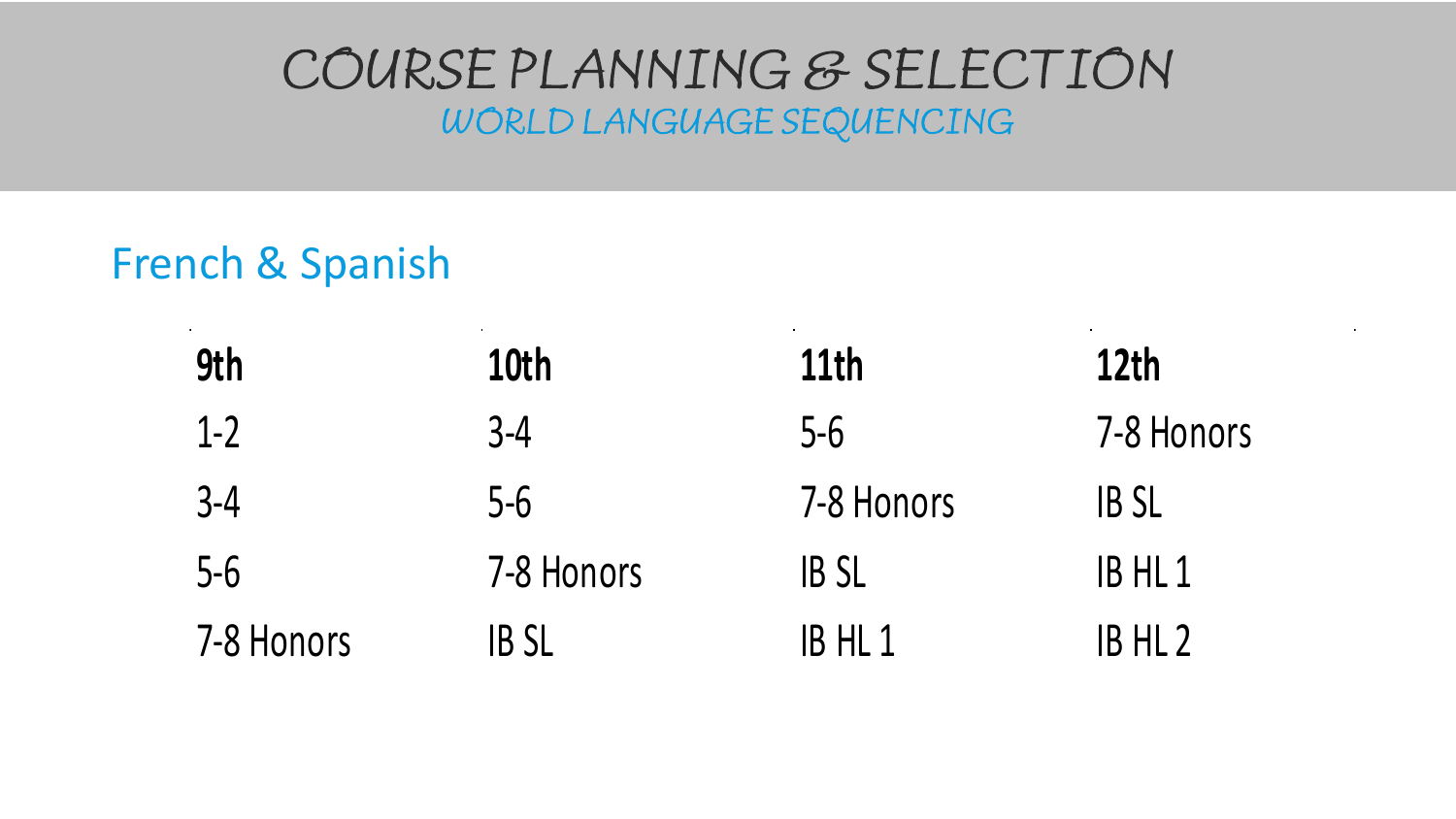# COURSE PLANNING & SELECTION

## WORLD LANGUAGE SEQUENCING

### French & Spanish

| 9th | 10th | 11th | 12th |
|---|---|---|---|
| 1-2 | 3-4 | 5-6 | 7-8 Honors |
| 3-4 | 5-6 | 7-8 Honors | IB SL |
| 5-6 | 7-8 Honors | IB SL | IB HL 1 |
| 7-8 Honors | IB SL | IB HL 1 | IB HL 2 |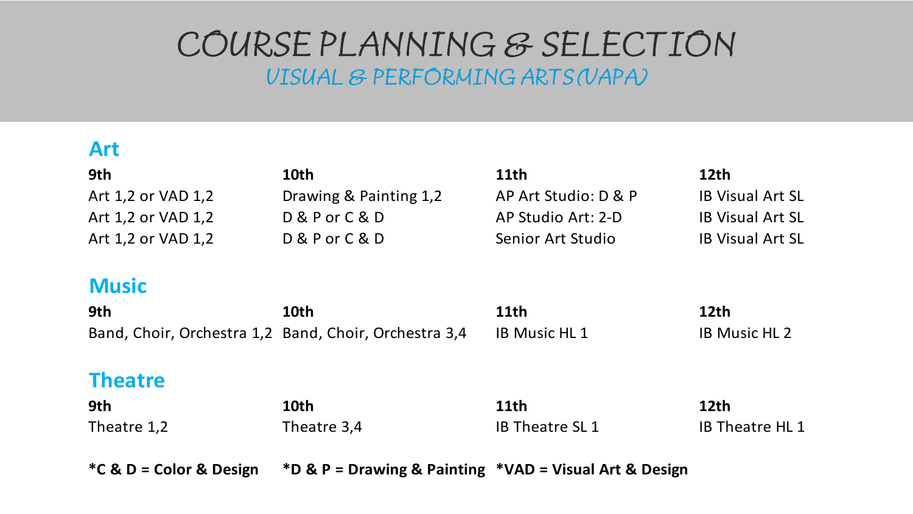# COURSE PLANNING & SELECTION

## *VISUAL & PERFORMING ARTS (VAPA)*

### Art

| 9th | 10th | 11th | 12th |
| --- | --- | --- | --- |
| Art 1,2 or VAD 1,2 | Drawing & Painting 1,2 | AP Art Studio: D & P | IB Visual Art SL |
| Art 1,2 or VAD 1,2 | D & P or C & D | AP Studio Art: 2-D | IB Visual Art SL |
| Art 1,2 or VAD 1,2 | D & P or C & D | Senior Art Studio | IB Visual Art SL |

### Music

| 9th | 10th | 11th | 12th |
| --- | --- | --- | --- |
| Band, Choir, Orchestra 1,2 | Band, Choir, Orchestra 3,4 | IB Music HL 1 | IB Music HL 2 |

### Theatre

| 9th | 10th | 11th | 12th |
| --- | --- | --- | --- |
| Theatre 1,2 | Theatre 3,4 | IB Theatre SL 1 | IB Theatre HL 1 |

**\*C & D = Color & Design**  **\*D & P = Drawing & Painting**  **\*VAD = Visual Art & Design**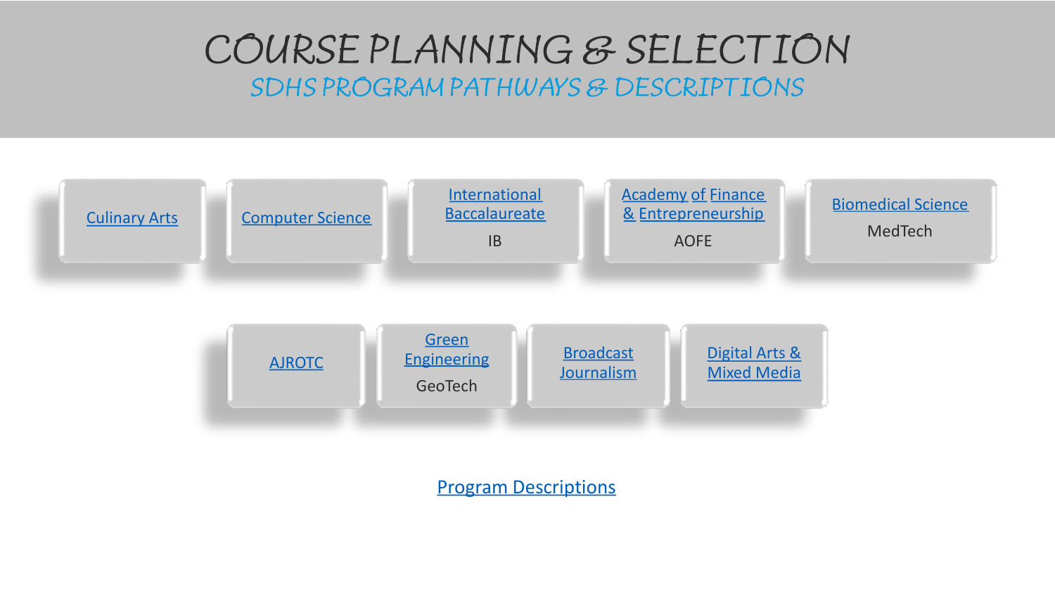# COURSE PLANNING & SELECTION

## SDHS PROGRAM PATHWAYS & DESCRIPTIONS

- Culinary Arts
- Computer Science
- International Baccalaureate
  IB
- Academy of Finance & Entrepreneurship
  AOFE
- Biomedical Science
  MedTech
- AJROTC
- Green Engineering
  GeoTech
- Broadcast Journalism
- Digital Arts & Mixed Media

Program Descriptions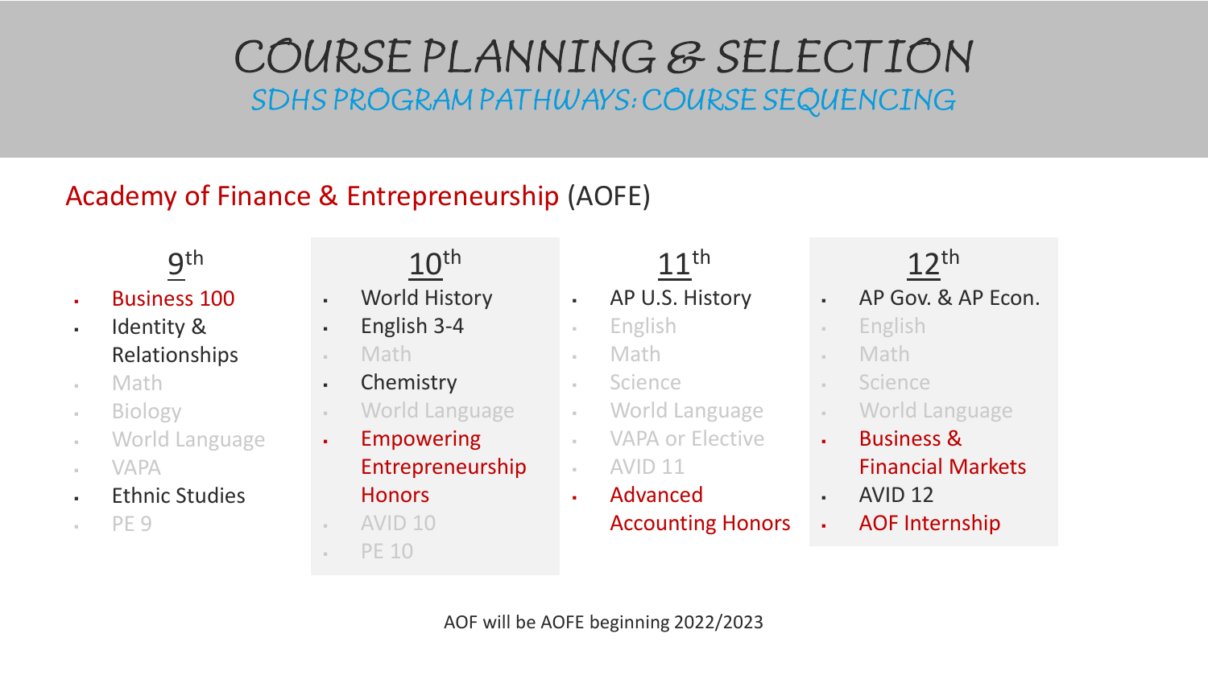# COURSE PLANNING & SELECTION

## SDHS PROGRAM PATHWAYS: COURSE SEQUENCING

### Academy of Finance & Entrepreneurship (AOFE)

**9th**

- Business 100
- Identity & Relationships
- Math
- Biology
- World Language
- VAPA
- Ethnic Studies
- PE 9

**10th**

- World History
- English 3-4
- Math
- Chemistry
- World Language
- Empowering Entrepreneurship Honors
- AVID 10
- PE 10

**11th**

- AP U.S. History
- English
- Math
- Science
- World Language
- VAPA or Elective
- AVID 11
- Advanced Accounting Honors

**12th**

- AP Gov. & AP Econ.
- English
- Math
- Science
- World Language
- Business & Financial Markets
- AVID 12
- AOF Internship

AOF will be AOFE beginning 2022/2023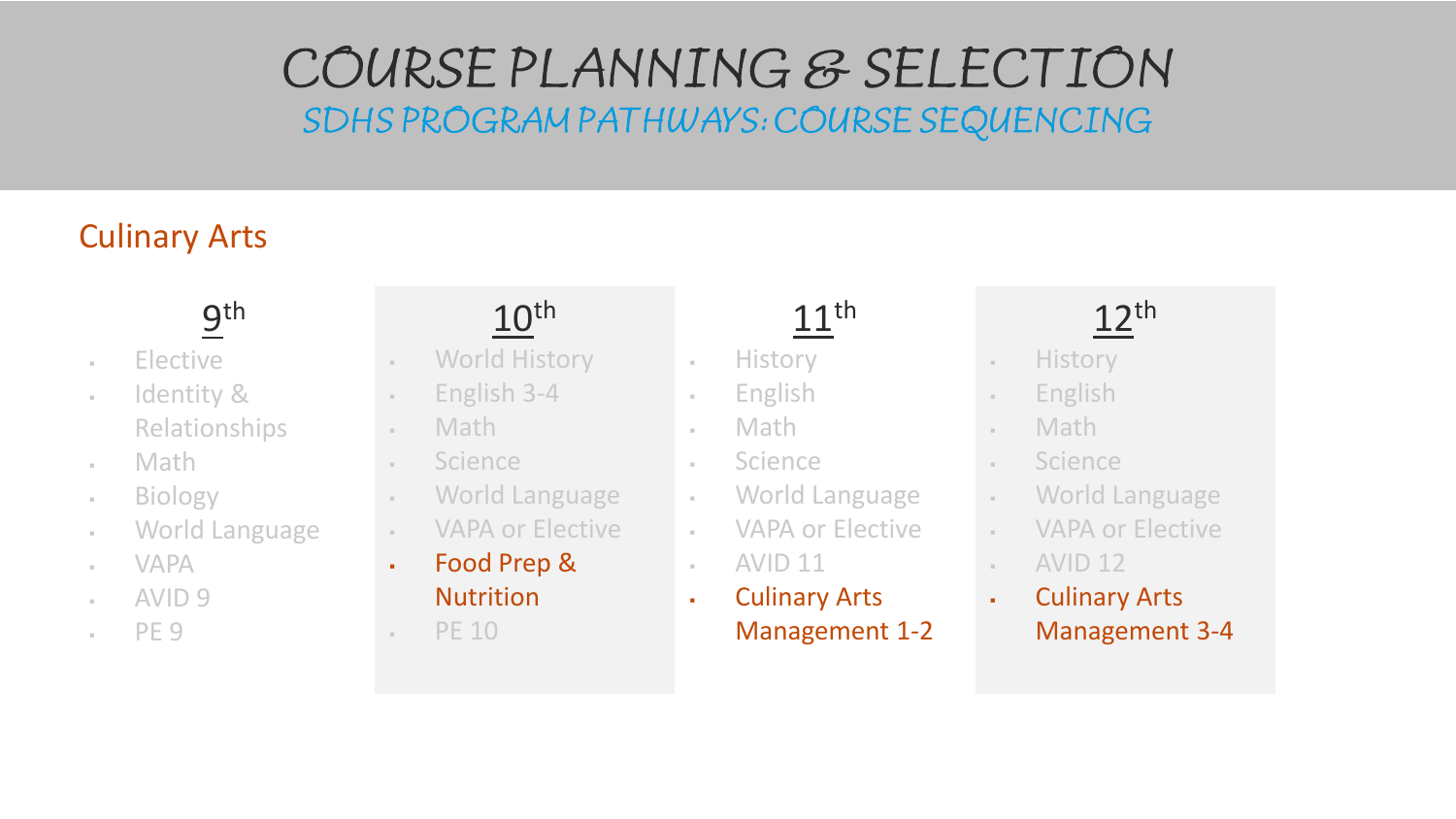# COURSE PLANNING & SELECTION

## SDHS PROGRAM PATHWAYS: COURSE SEQUENCING

### Culinary Arts

| 9th | 10th | 11th | 12th |
| --- | --- | --- | --- |
| Elective | World History | History | History |
| Identity & Relationships | English 3-4 | English | English |
| Math | Math | Math | Math |
| Biology | Science | Science | Science |
| World Language | World Language | World Language | World Language |
| VAPA | VAPA or Elective | VAPA or Elective | VAPA or Elective |
| AVID 9 | Food Prep & Nutrition | AVID 11 | AVID 12 |
| PE 9 | PE 10 | Culinary Arts Management 1-2 | Culinary Arts Management 3-4 |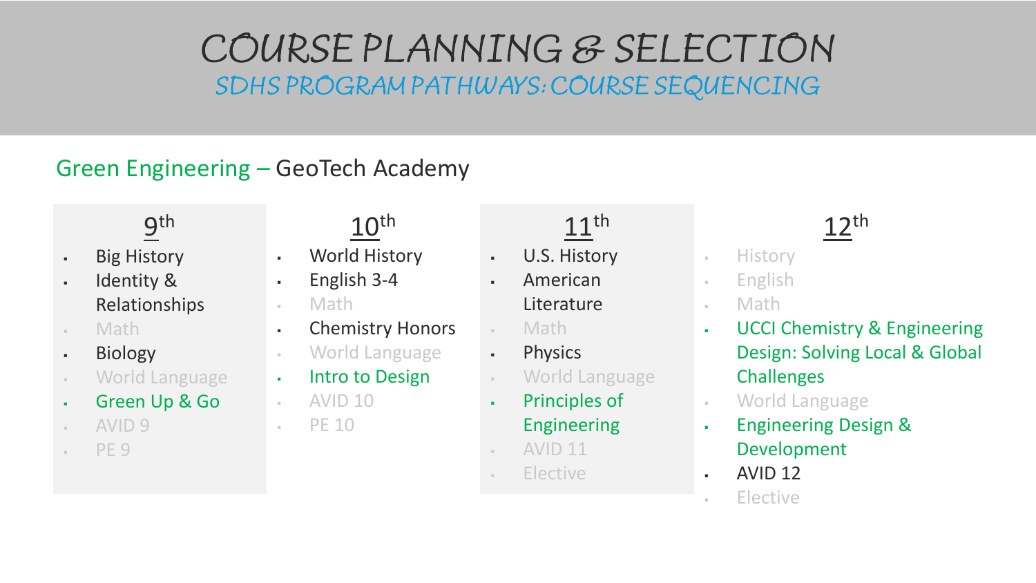# COURSE PLANNING & SELECTION

## SDHS PROGRAM PATHWAYS: COURSE SEQUENCING

### Green Engineering – GeoTech Academy

#### 9th

- Big History
- Identity & Relationships
- Math
- Biology
- World Language
- Green Up & Go
- AVID 9
- PE 9

#### 10th

- World History
- English 3-4
- Math
- Chemistry Honors
- World Language
- Intro to Design
- AVID 10
- PE 10

#### 11th

- U.S. History
- American Literature
- Math
- Physics
- World Language
- Principles of Engineering
- AVID 11
- Elective

#### 12th

- History
- English
- Math
- UCCI Chemistry & Engineering Design: Solving Local & Global Challenges
- World Language
- Engineering Design & Development
- AVID 12
- Elective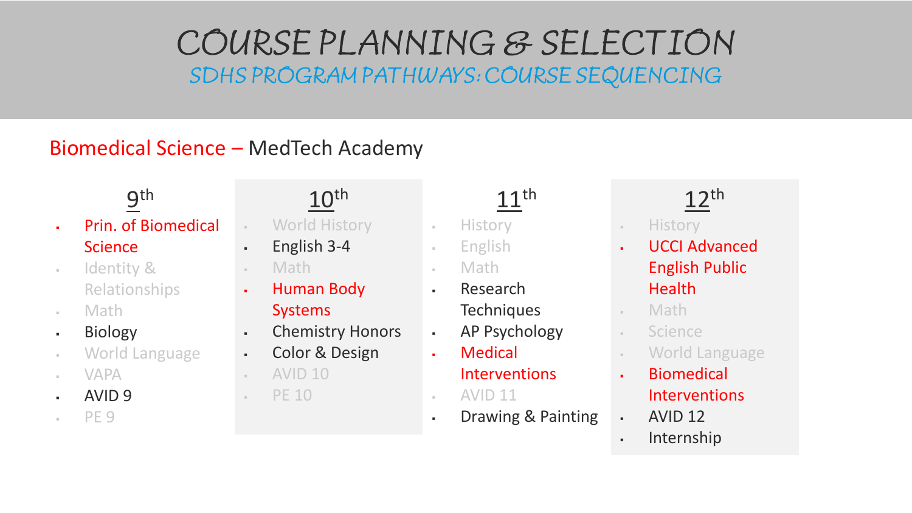# COURSE PLANNING & SELECTION

## SDHS PROGRAM PATHWAYS: COURSE SEQUENCING

### Biomedical Science – MedTech Academy

**9th**

- Prin. of Biomedical Science
- Identity & Relationships
- Math
- Biology
- World Language
- VAPA
- AVID 9
- PE 9

**10th**

- World History
- English 3-4
- Math
- Human Body Systems
- Chemistry Honors
- Color & Design
- AVID 10
- PE 10

**11th**

- History
- English
- Math
- Research Techniques
- AP Psychology
- Medical Interventions
- AVID 11
- Drawing & Painting

**12th**

- History
- UCCI Advanced English Public Health
- Math
- Science
- World Language
- Biomedical Interventions
- AVID 12
- Internship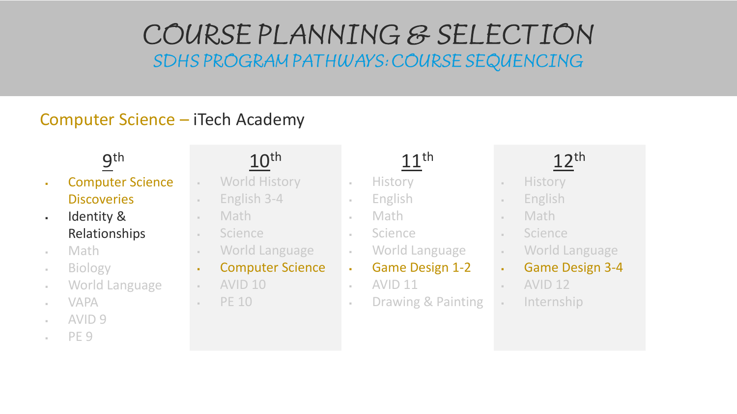# COURSE PLANNING & SELECTION

## SDHS PROGRAM PATHWAYS: COURSE SEQUENCING

### Computer Science – iTech Academy

| 9th | 10th | 11th | 12th |
|---|---|---|---|
| Computer Science Discoveries | World History | History | History |
| Identity & Relationships | English 3-4 | English | English |
| Math | Math | Math | Math |
| Biology | Science | Science | Science |
| World Language | World Language | World Language | World Language |
| VAPA | Computer Science | Game Design 1-2 | Game Design 3-4 |
| AVID 9 | AVID 10 | AVID 11 | AVID 12 |
| PE 9 | PE 10 | Drawing & Painting | Internship |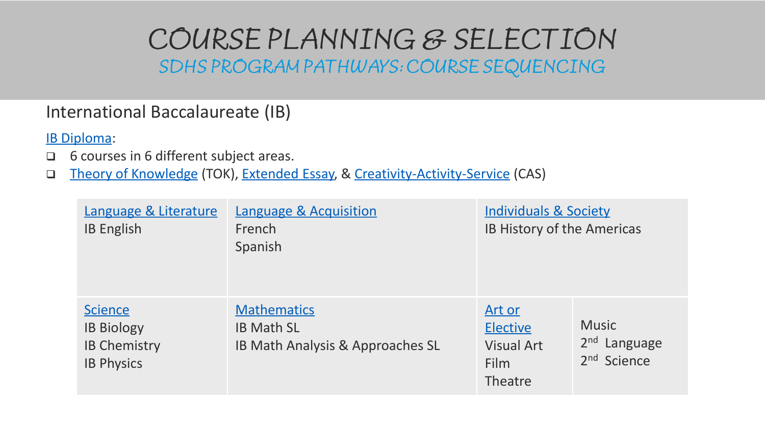# COURSE PLANNING & SELECTION

## SDHS PROGRAM PATHWAYS: COURSE SEQUENCING

### International Baccalaureate (IB)

IB Diploma:

- 6 courses in 6 different subject areas.
- Theory of Knowledge (TOK), Extended Essay, & Creativity-Activity-Service (CAS)

| Language & Literature | Language & Acquisition | Individuals & Society | |
|---|---|---|---|
| IB English | French<br>Spanish | IB History of the Americas | |
| **Science** | **Mathematics** | **Art or Elective** | |
| IB Biology<br>IB Chemistry<br>IB Physics | IB Math SL<br>IB Math Analysis & Approaches SL | Visual Art<br>Film<br>Theatre | Music<br>2nd Language<br>2nd Science |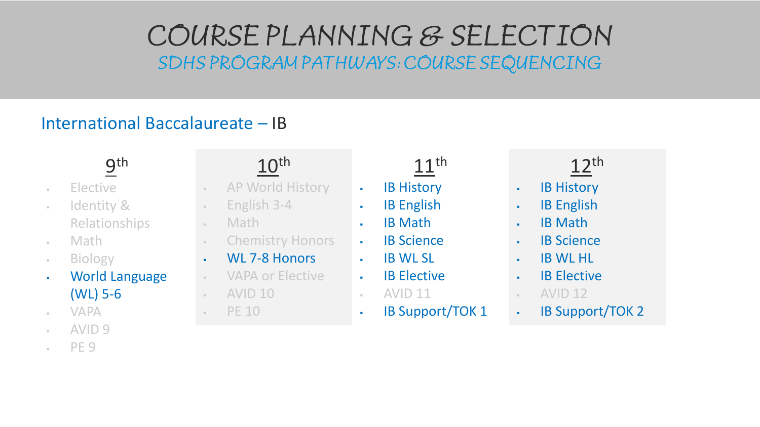# COURSE PLANNING & SELECTION

## SDHS PROGRAM PATHWAYS: COURSE SEQUENCING

### International Baccalaureate – IB

**9th**

- Elective
- Identity & Relationships
- Math
- Biology
- World Language (WL) 5-6
- VAPA
- AVID 9
- PE 9

**10th**

- AP World History
- English 3-4
- Math
- Chemistry Honors
- WL 7-8 Honors
- VAPA or Elective
- AVID 10
- PE 10

**11th**

- IB History
- IB English
- IB Math
- IB Science
- IB WL SL
- IB Elective
- AVID 11
- IB Support/TOK 1

**12th**

- IB History
- IB English
- IB Math
- IB Science
- IB WL HL
- IB Elective
- AVID 12
- IB Support/TOK 2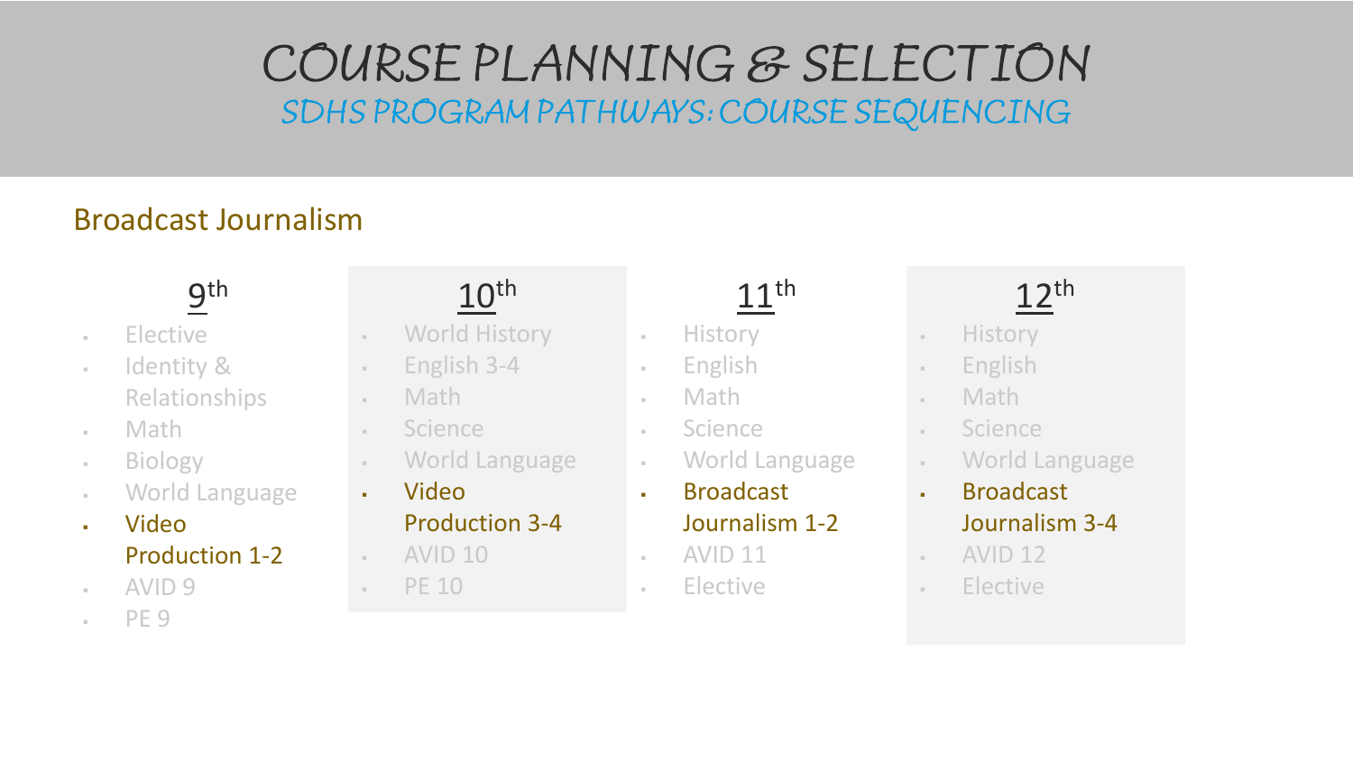# COURSE PLANNING & SELECTION

## SDHS PROGRAM PATHWAYS: COURSE SEQUENCING

### Broadcast Journalism

| 9th | 10th | 11th | 12th |
|---|---|---|---|
| Elective | World History | History | History |
| Identity & Relationships | English 3-4 | English | English |
| Math | Math | Math | Math |
| Biology | Science | Science | Science |
| World Language | World Language | World Language | World Language |
| **Video Production 1-2** | **Video Production 3-4** | **Broadcast Journalism 1-2** | **Broadcast Journalism 3-4** |
| AVID 9 | AVID 10 | AVID 11 | AVID 12 |
| PE 9 | PE 10 | Elective | Elective |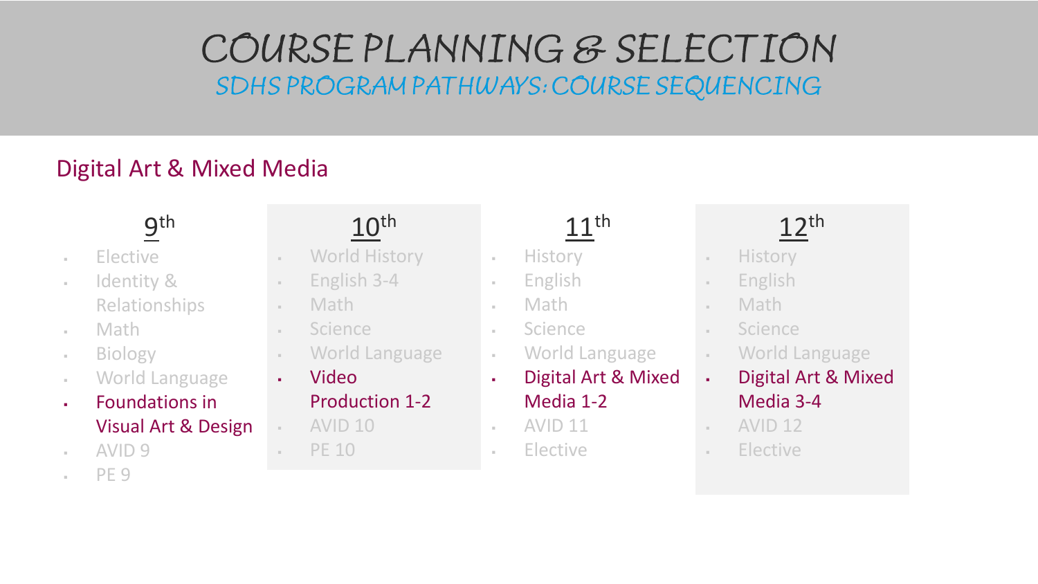# COURSE PLANNING & SELECTION

## SDHS PROGRAM PATHWAYS: COURSE SEQUENCING

### Digital Art & Mixed Media

| 9th | 10th | 11th | 12th |
|---|---|---|---|
| Elective | World History | History | History |
| Identity & Relationships | English 3-4 | English | English |
| Math | Math | Math | Math |
| Biology | Science | Science | Science |
| World Language | World Language | World Language | World Language |
| **Foundations in Visual Art & Design** | **Video Production 1-2** | **Digital Art & Mixed Media 1-2** | **Digital Art & Mixed Media 3-4** |
| AVID 9 | AVID 10 | AVID 11 | AVID 12 |
| PE 9 | PE 10 | Elective | Elective |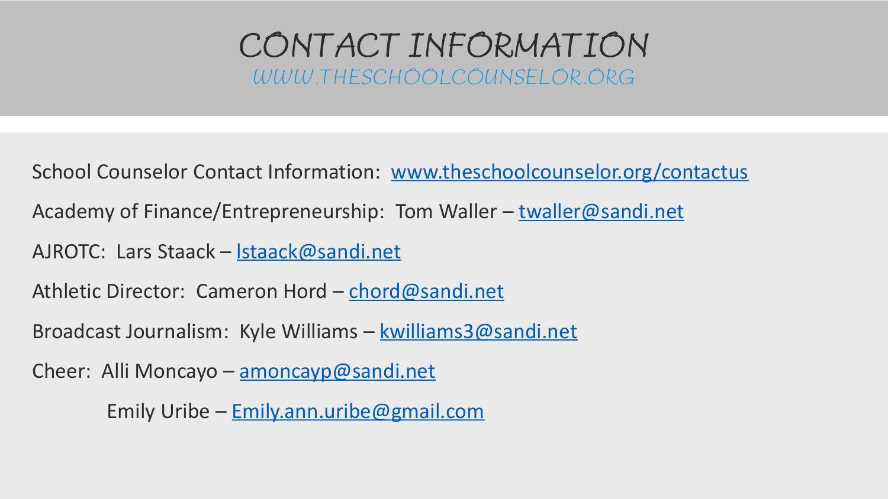# CONTACT INFORMATION

*WWW.THESCHOOLCOUNSELOR.ORG*

School Counselor Contact Information: [www.theschoolcounselor.org/contactus](http://www.theschoolcounselor.org/contactus)

Academy of Finance/Entrepreneurship: Tom Waller – [twaller@sandi.net](mailto:twaller@sandi.net)

AJROTC: Lars Staack – [lstaack@sandi.net](mailto:lstaack@sandi.net)

Athletic Director: Cameron Hord – [chord@sandi.net](mailto:chord@sandi.net)

Broadcast Journalism: Kyle Williams – [kwilliams3@sandi.net](mailto:kwilliams3@sandi.net)

Cheer: Alli Moncayo – [amoncayp@sandi.net](mailto:amoncayp@sandi.net)

Emily Uribe – [Emily.ann.uribe@gmail.com](mailto:Emily.ann.uribe@gmail.com)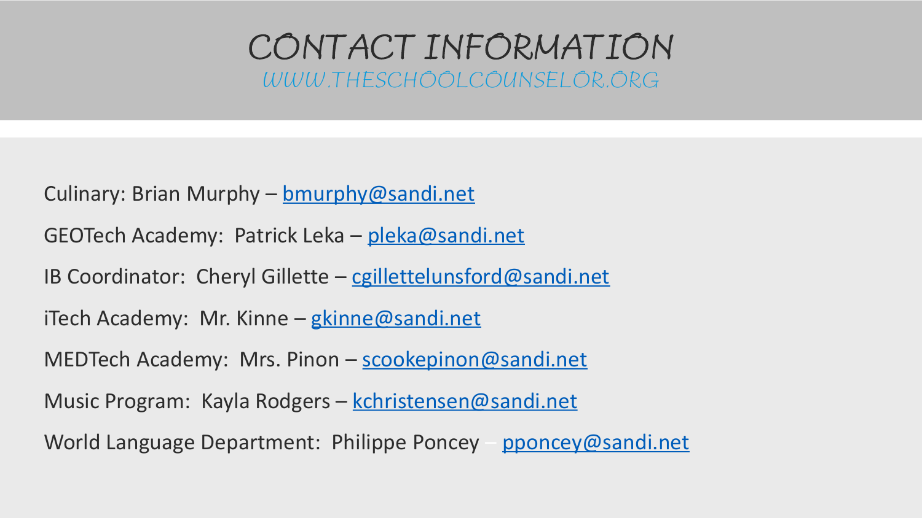# CONTACT INFORMATION

## WWW.THESCHOOLCOUNSELOR.ORG

Culinary: Brian Murphy – bmurphy@sandi.net

GEOTech Academy: Patrick Leka – pleka@sandi.net

IB Coordinator: Cheryl Gillette – cgillettelunsford@sandi.net

iTech Academy: Mr. Kinne – gkinne@sandi.net

MEDTech Academy: Mrs. Pinon – scookepinon@sandi.net

Music Program: Kayla Rodgers – kchristensen@sandi.net

World Language Department: Philippe Poncey – pponcey@sandi.net